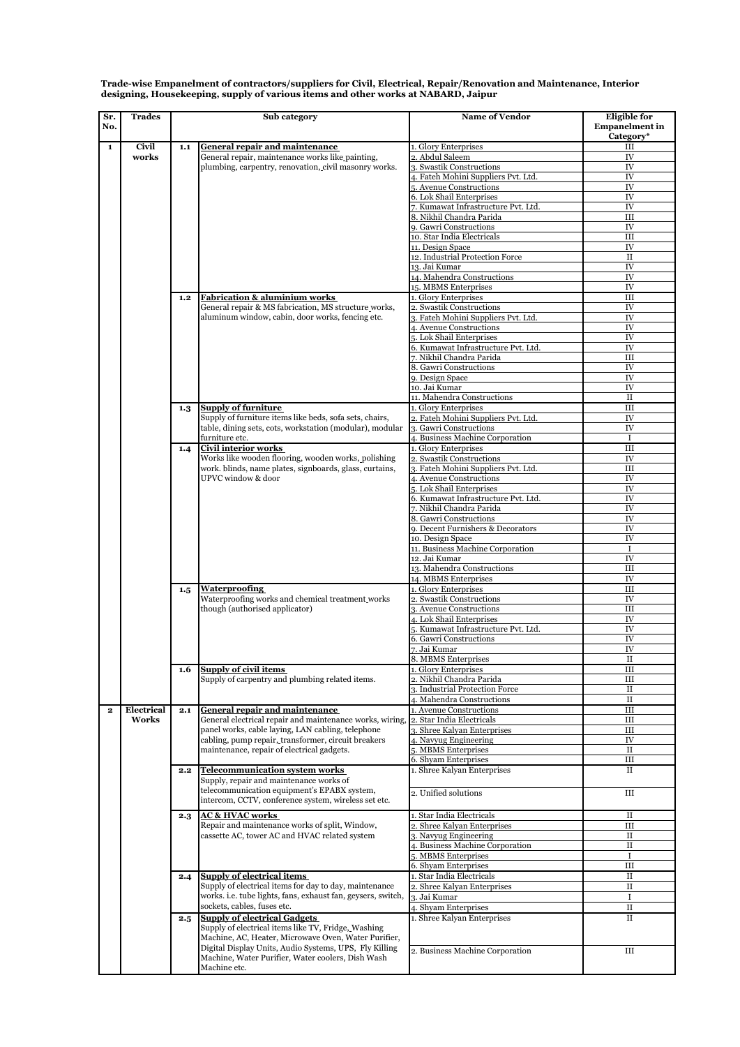**Trade-wise Empanelment of contractors/suppliers for Civil, Electrical, Repair/Renovation and Maintenance, Interior designing, Housekeeping, supply of various items and other works at NABARD, Jaipur**

| Sr. No. | Trades | Sub category | | Name of Vendor | Eligible for Empanelment in Category* |
|---|---|---|---|---|---|
| 1 | Civil works | 1.1 | **General repair and maintenance** General repair, maintenance works like painting, plumbing, carpentry, renovation, civil masonry works. | 1. Glory Enterprises | III |
| | | | | 2. Abdul Saleem | IV |
| | | | | 3. Swastik Constructions | IV |
| | | | | 4. Fateh Mohini Suppliers Pvt. Ltd. | IV |
| | | | | 5. Avenue Constructions | IV |
| | | | | 6. Lok Shail Enterprises | IV |
| | | | | 7. Kumawat Infrastructure Pvt. Ltd. | IV |
| | | | | 8. Nikhil Chandra Parida | III |
| | | | | 9. Gawri Constructions | IV |
| | | | | 10. Star India Electricals | III |
| | | | | 11. Design Space | IV |
| | | | | 12. Industrial Protection Force | II |
| | | | | 13. Jai Kumar | IV |
| | | | | 14. Mahendra Constructions | IV |
| | | | | 15. MBMS Enterprises | IV |
| | | 1.2 | **Fabrication & aluminium works** General repair & MS fabrication, MS structure works, aluminum window, cabin, door works, fencing etc. | 1. Glory Enterprises | III |
| | | | | 2. Swastik Constructions | IV |
| | | | | 3. Fateh Mohini Suppliers Pvt. Ltd. | IV |
| | | | | 4. Avenue Constructions | IV |
| | | | | 5. Lok Shail Enterprises | IV |
| | | | | 6. Kumawat Infrastructure Pvt. Ltd. | IV |
| | | | | 7. Nikhil Chandra Parida | III |
| | | | | 8. Gawri Constructions | IV |
| | | | | 9. Design Space | IV |
| | | | | 10. Jai Kumar | IV |
| | | | | 11. Mahendra Constructions | II |
| | | 1.3 | **Supply of furniture** Supply of furniture items like beds, sofa sets, chairs, table, dining sets, cots, workstation (modular), modular furniture etc. | 1. Glory Enterprises | III |
| | | | | 2. Fateh Mohini Suppliers Pvt. Ltd. | IV |
| | | | | 3. Gawri Constructions | IV |
| | | | | 4. Business Machine Corporation | I |
| | | 1.4 | **Civil interior works** Works like wooden flooring, wooden works, polishing work. blinds, name plates, signboards, glass, curtains, UPVC window & door | 1. Glory Enterprises | III |
| | | | | 2. Swastik Constructions | IV |
| | | | | 3. Fateh Mohini Suppliers Pvt. Ltd. | III |
| | | | | 4. Avenue Constructions | IV |
| | | | | 5. Lok Shail Enterprises | IV |
| | | | | 6. Kumawat Infrastructure Pvt. Ltd. | IV |
| | | | | 7. Nikhil Chandra Parida | IV |
| | | | | 8. Gawri Constructions | IV |
| | | | | 9. Decent Furnishers & Decorators | IV |
| | | | | 10. Design Space | IV |
| | | | | 11. Business Machine Corporation | I |
| | | | | 12. Jai Kumar | IV |
| | | | | 13. Mahendra Constructions | III |
| | | | | 14. MBMS Enterprises | IV |
| | | 1.5 | **Waterproofing** Waterproofing works and chemical treatment works though (authorised applicator) | 1. Glory Enterprises | III |
| | | | | 2. Swastik Constructions | IV |
| | | | | 3. Avenue Constructions | III |
| | | | | 4. Lok Shail Enterprises | IV |
| | | | | 5. Kumawat Infrastructure Pvt. Ltd. | IV |
| | | | | 6. Gawri Constructions | IV |
| | | | | 7. Jai Kumar | IV |
| | | | | 8. MBMS Enterprises | II |
| | | 1.6 | **Supply of civil items** Supply of carpentry and plumbing related items. | 1. Glory Enterprises | III |
| | | | | 2. Nikhil Chandra Parida | III |
| | | | | 3. Industrial Protection Force | II |
| | | | | 4. Mahendra Constructions | II |
| 2 | Electrical Works | 2.1 | **General repair and maintenance** General electrical repair and maintenance works, wiring, panel works, cable laying, LAN cabling, telephone cabling, pump repair, transformer, circuit breakers maintenance, repair of electrical gadgets. | 1. Avenue Constructions | III |
| | | | | 2. Star India Electricals | III |
| | | | | 3. Shree Kalyan Enterprises | III |
| | | | | 4. Navyug Engineering | IV |
| | | | | 5. MBMS Enterprises | II |
| | | | | 6. Shyam Enterprises | III |
| | | 2.2 | **Telecommunication system works** Supply, repair and maintenance works of telecommunication equipment's EPABX system, intercom, CCTV, conference system, wireless set etc. | 1. Shree Kalyan Enterprises | II |
| | | | | 2. Unified solutions | III |
| | | 2.3 | **AC & HVAC works** Repair and maintenance works of split, Window, cassette AC, tower AC and HVAC related system | 1. Star India Electricals | II |
| | | | | 2. Shree Kalyan Enterprises | III |
| | | | | 3. Navyug Engineering | II |
| | | | | 4. Business Machine Corporation | II |
| | | | | 5. MBMS Enterprises | I |
| | | | | 6. Shyam Enterprises | III |
| | | 2.4 | **Supply of electrical items** Supply of electrical items for day to day, maintenance works. i.e. tube lights, fans, exhaust fan, geysers, switch, sockets, cables, fuses etc. | 1. Star India Electricals | II |
| | | | | 2. Shree Kalyan Enterprises | II |
| | | | | 3. Jai Kumar | I |
| | | | | 4. Shyam Enterprises | II |
| | | 2.5 | **Supply of electrical Gadgets** Supply of electrical items like TV, Fridge, Washing Machine, AC, Heater, Microwave Oven, Water Purifier, Digital Display Units, Audio Systems, UPS, Fly Killing Machine, Water Purifier, Water coolers, Dish Wash Machine etc. | 1. Shree Kalyan Enterprises | II |
| | | | | 2. Business Machine Corporation | III |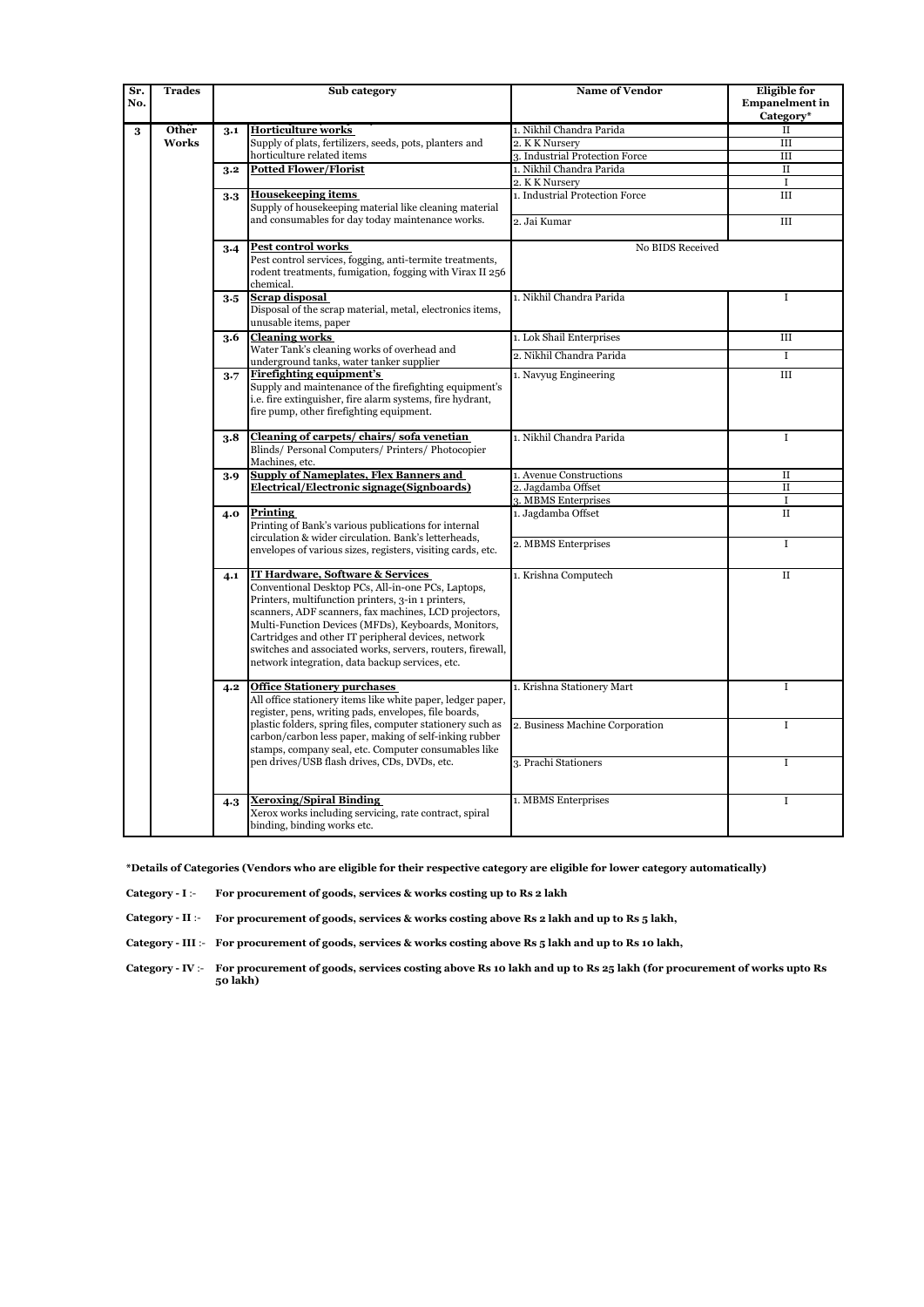| Sr. No. | Trades | | Sub category | Name of Vendor | Eligible for Empanelment in Category* |
|---|---|---|---|---|---|
| 3 | Other Works | 3.1 | **Horticulture works** Supply of plats, fertilizers, seeds, pots, planters and horticulture related items | 1. Nikhil Chandra Parida | II |
| | | | | 2. K K Nursery | III |
| | | | | 3. Industrial Protection Force | III |
| | | 3.2 | **Potted Flower/Florist** | 1. Nikhil Chandra Parida | II |
| | | | | 2. K K Nursery | I |
| | | 3.3 | **Housekeeping items** Supply of housekeeping material like cleaning material and consumables for day today maintenance works. | 1. Industrial Protection Force | III |
| | | | | 2. Jai Kumar | III |
| | | 3.4 | **Pest control works** Pest control services, fogging, anti-termite treatments, rodent treatments, fumigation, fogging with Virax II 256 chemical. | No BIDS Received | |
| | | 3.5 | **Scrap disposal** Disposal of the scrap material, metal, electronics items, unusable items, paper | 1. Nikhil Chandra Parida | I |
| | | 3.6 | **Cleaning works** Water Tank's cleaning works of overhead and underground tanks, water tanker supplier | 1. Lok Shail Enterprises | III |
| | | | | 2. Nikhil Chandra Parida | I |
| | | 3.7 | **Firefighting equipment's** Supply and maintenance of the firefighting equipment's i.e. fire extinguisher, fire alarm systems, fire hydrant, fire pump, other firefighting equipment. | 1. Navyug Engineering | III |
| | | 3.8 | **Cleaning of carpets/ chairs/ sofa venetian** Blinds/ Personal Computers/ Printers/ Photocopier Machines, etc. | 1. Nikhil Chandra Parida | I |
| | | 3.9 | **Supply of Nameplates, Flex Banners and Electrical/Electronic signage(Signboards)** | 1. Avenue Constructions | II |
| | | | | 2. Jagdamba Offset | II |
| | | | | 3. MBMS Enterprises | I |
| | | 4.0 | **Printing** Printing of Bank's various publications for internal circulation & wider circulation. Bank's letterheads, envelopes of various sizes, registers, visiting cards, etc. | 1. Jagdamba Offset | II |
| | | | | 2. MBMS Enterprises | I |
| | | 4.1 | **IT Hardware, Software & Services** Conventional Desktop PCs, All-in-one PCs, Laptops, Printers, multifunction printers, 3-in 1 printers, scanners, ADF scanners, fax machines, LCD projectors, Multi-Function Devices (MFDs), Keyboards, Monitors, Cartridges and other IT peripheral devices, network switches and associated works, servers, routers, firewall, network integration, data backup services, etc. | 1. Krishna Computech | II |
| | | 4.2 | **Office Stationery purchases** All office stationery items like white paper, ledger paper, register, pens, writing pads, envelopes, file boards, plastic folders, spring files, computer stationery such as carbon/carbon less paper, making of self-inking rubber stamps, company seal, etc. Computer consumables like pen drives/USB flash drives, CDs, DVDs, etc. | 1. Krishna Stationery Mart | I |
| | | | | 2. Business Machine Corporation | I |
| | | | | 3. Prachi Stationers | I |
| | | 4.3 | **Xeroxing/Spiral Binding** Xerox works including servicing, rate contract, spiral binding, binding works etc. | 1. MBMS Enterprises | I |

**\*Details of Categories (Vendors who are eligible for their respective category are eligible for lower category automatically)**

**Category - I** :- **For procurement of goods, services & works costing up to Rs 2 lakh**

**Category - II** :- **For procurement of goods, services & works costing above Rs 2 lakh and up to Rs 5 lakh,**

**Category - III** :- **For procurement of goods, services & works costing above Rs 5 lakh and up to Rs 10 lakh,**

**Category - IV** :- **For procurement of goods, services costing above Rs 10 lakh and up to Rs 25 lakh (for procurement of works upto Rs 50 lakh)**